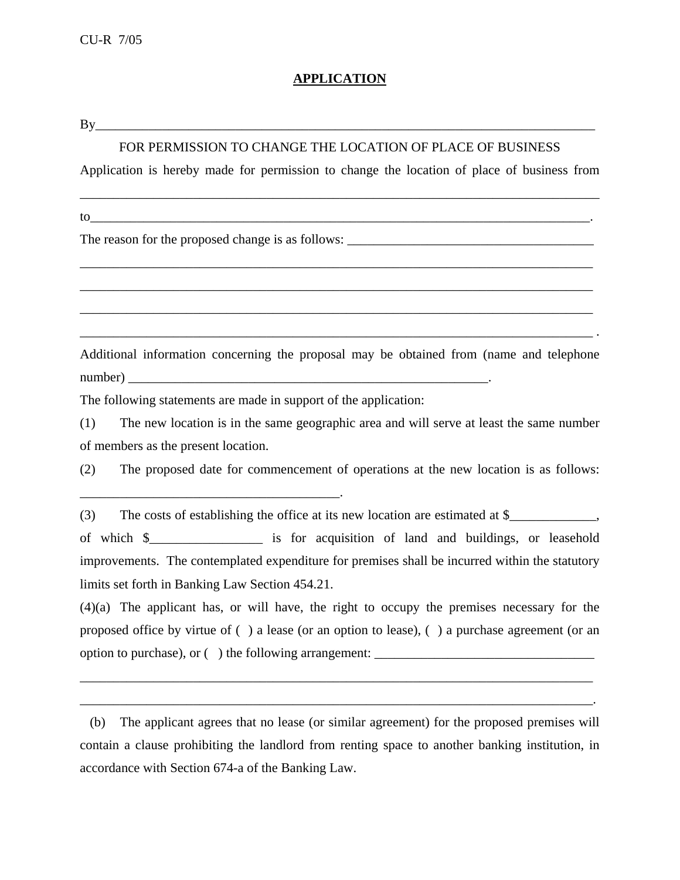CU-R 7/05

# APPLICATION

By\_\_\_\_\_\_\_\_\_\_\_\_\_\_\_\_\_\_\_\_\_\_\_\_\_\_\_\_\_\_\_\_\_\_\_\_\_\_\_\_\_\_\_\_\_\_\_\_\_\_\_\_\_\_\_\_\_\_\_\_\_\_\_\_\_\_\_\_\_\_\_\_\_\_\_

FOR PERMISSION TO CHANGE THE LOCATION OF PLACE OF BUSINESS

Application is hereby made for permission to change the location of place of business from

\_\_\_\_\_\_\_\_\_\_\_\_\_\_\_\_\_\_\_\_\_\_\_\_\_\_\_\_\_\_\_\_\_\_\_\_\_\_\_\_\_\_\_\_\_\_\_\_\_\_\_\_\_\_\_\_\_\_\_\_\_\_\_\_\_\_\_\_\_\_\_\_\_\_\_\_\_

to\_\_\_\_\_\_\_\_\_\_\_\_\_\_\_\_\_\_\_\_\_\_\_\_\_\_\_\_\_\_\_\_\_\_\_\_\_\_\_\_\_\_\_\_\_\_\_\_\_\_\_\_\_\_\_\_\_\_\_\_\_\_\_\_\_\_\_\_\_\_\_\_\_\_.

The reason for the proposed change is as follows: \_\_\_\_\_\_\_\_\_\_\_\_\_\_\_\_\_\_\_\_\_\_\_\_\_\_\_\_\_\_\_\_\_\_\_\_\_\_

\_\_\_\_\_\_\_\_\_\_\_\_\_\_\_\_\_\_\_\_\_\_\_\_\_\_\_\_\_\_\_\_\_\_\_\_\_\_\_\_\_\_\_\_\_\_\_\_\_\_\_\_\_\_\_\_\_\_\_\_\_\_\_\_\_\_\_\_\_\_\_\_\_\_\_\_

\_\_\_\_\_\_\_\_\_\_\_\_\_\_\_\_\_\_\_\_\_\_\_\_\_\_\_\_\_\_\_\_\_\_\_\_\_\_\_\_\_\_\_\_\_\_\_\_\_\_\_\_\_\_\_\_\_\_\_\_\_\_\_\_\_\_\_\_\_\_\_\_\_\_\_\_

\_\_\_\_\_\_\_\_\_\_\_\_\_\_\_\_\_\_\_\_\_\_\_\_\_\_\_\_\_\_\_\_\_\_\_\_\_\_\_\_\_\_\_\_\_\_\_\_\_\_\_\_\_\_\_\_\_\_\_\_\_\_\_\_\_\_\_\_\_\_\_\_\_\_\_\_

\_\_\_\_\_\_\_\_\_\_\_\_\_\_\_\_\_\_\_\_\_\_\_\_\_\_\_\_\_\_\_\_\_\_\_\_\_\_\_\_\_\_\_\_\_\_\_\_\_\_\_\_\_\_\_\_\_\_\_\_\_\_\_\_\_\_\_\_\_\_\_\_\_\_\_\_ .

Additional information concerning the proposal may be obtained from (name and telephone number) \_\_\_\_\_\_\_\_\_\_\_\_\_\_\_\_\_\_\_\_\_\_\_\_\_\_\_\_\_\_\_\_\_\_\_\_\_\_\_\_\_\_\_\_\_\_\_\_\_\_\_\_\_\_\_\_.

The following statements are made in support of the application:

(1) The new location is in the same geographic area and will serve at least the same number of members as the present location.

(2) The proposed date for commencement of operations at the new location is as follows: \_\_\_\_\_\_\_\_\_\_\_\_\_\_\_\_\_\_\_\_\_\_\_\_\_\_\_\_\_\_\_\_\_\_\_\_\_\_\_\_.

(3) The costs of establishing the office at its new location are estimated at $\_\_\_\_\_\_\_\_\_\_\_\_\_, of which $\_\_\_\_\_\_\_\_\_\_\_\_\_\_\_\_\_ is for acquisition of land and buildings, or leasehold improvements. The contemplated expenditure for premises shall be incurred within the statutory limits set forth in Banking Law Section 454.21.

(4)(a) The applicant has, or will have, the right to occupy the premises necessary for the proposed office by virtue of ( ) a lease (or an option to lease), ( ) a purchase agreement (or an option to purchase), or ( ) the following arrangement: \_\_\_\_\_\_\_\_\_\_\_\_\_\_\_\_\_\_\_\_\_\_\_\_\_\_\_\_\_\_\_\_\_\_

\_\_\_\_\_\_\_\_\_\_\_\_\_\_\_\_\_\_\_\_\_\_\_\_\_\_\_\_\_\_\_\_\_\_\_\_\_\_\_\_\_\_\_\_\_\_\_\_\_\_\_\_\_\_\_\_\_\_\_\_\_\_\_\_\_\_\_\_\_\_\_\_\_\_\_\_

\_\_\_\_\_\_\_\_\_\_\_\_\_\_\_\_\_\_\_\_\_\_\_\_\_\_\_\_\_\_\_\_\_\_\_\_\_\_\_\_\_\_\_\_\_\_\_\_\_\_\_\_\_\_\_\_\_\_\_\_\_\_\_\_\_\_\_\_\_\_\_\_\_\_\_\_.

(b) The applicant agrees that no lease (or similar agreement) for the proposed premises will contain a clause prohibiting the landlord from renting space to another banking institution, in accordance with Section 674-a of the Banking Law.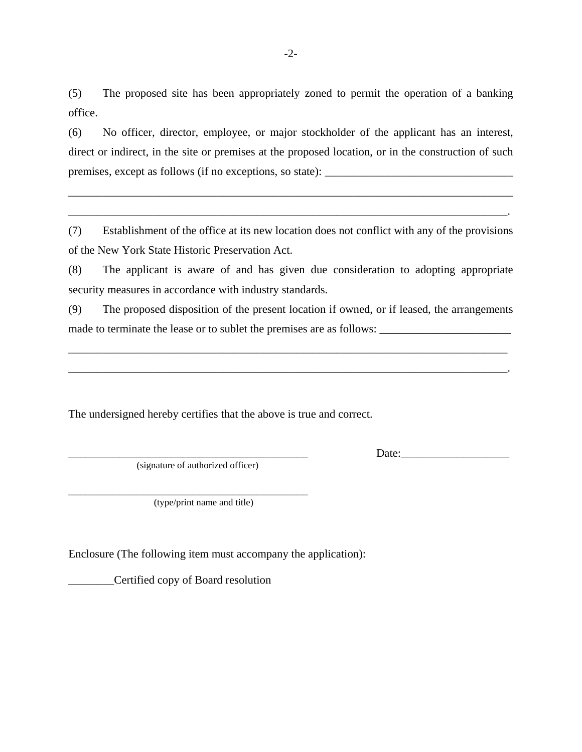(5) The proposed site has been appropriately zoned to permit the operation of a banking office.

(6) No officer, director, employee, or major stockholder of the applicant has an interest, direct or indirect, in the site or premises at the proposed location, or in the construction of such premises, except as follows (if no exceptions, so state): _________________________________

_________________________________________________________________________________

________________________________________________________________________________.

(7) Establishment of the office at its new location does not conflict with any of the provisions of the New York State Historic Preservation Act.

(8) The applicant is aware of and has given due consideration to adopting appropriate security measures in accordance with industry standards.

(9) The proposed disposition of the present location if owned, or if leased, the arrangements made to terminate the lease or to sublet the premises are as follows: _______________________

________________________________________________________________________________

________________________________________________________________________________.

The undersigned hereby certifies that the above is true and correct.

____________________________________________ Date:___________________

(signature of authorized officer)

____________________________________________

(type/print name and title)

Enclosure (The following item must accompany the application):

________Certified copy of Board resolution